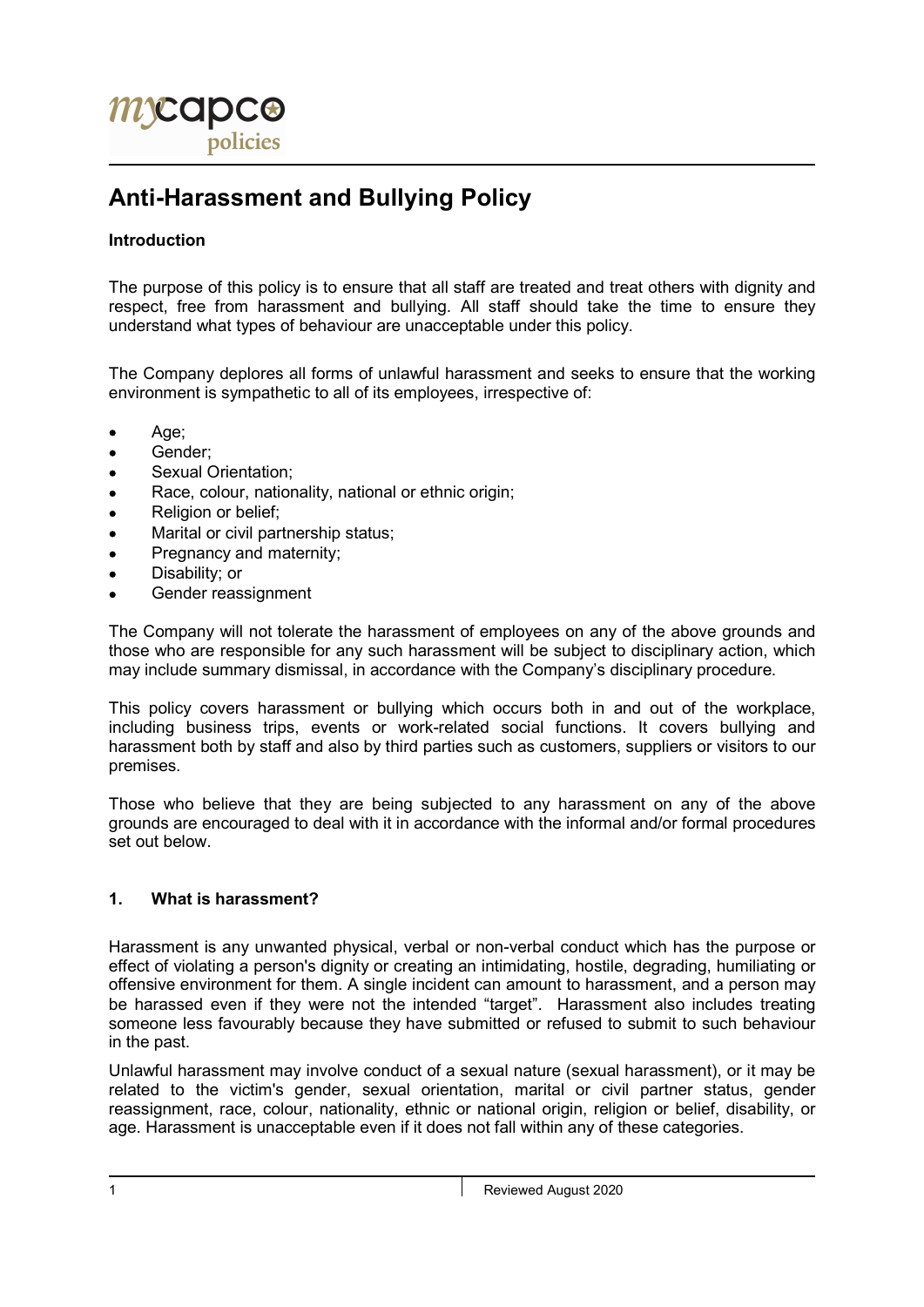# Anti-Harassment and Bullying Policy

**Introduction**

The purpose of this policy is to ensure that all staff are treated and treat others with dignity and respect, free from harassment and bullying. All staff should take the time to ensure they understand what types of behaviour are unacceptable under this policy.

The Company deplores all forms of unlawful harassment and seeks to ensure that the working environment is sympathetic to all of its employees, irrespective of:

- Age;
- Gender;
- Sexual Orientation;
- Race, colour, nationality, national or ethnic origin;
- Religion or belief;
- Marital or civil partnership status;
- Pregnancy and maternity;
- Disability; or
- Gender reassignment

The Company will not tolerate the harassment of employees on any of the above grounds and those who are responsible for any such harassment will be subject to disciplinary action, which may include summary dismissal, in accordance with the Company's disciplinary procedure.

This policy covers harassment or bullying which occurs both in and out of the workplace, including business trips, events or work-related social functions. It covers bullying and harassment both by staff and also by third parties such as customers, suppliers or visitors to our premises.

Those who believe that they are being subjected to any harassment on any of the above grounds are encouraged to deal with it in accordance with the informal and/or formal procedures set out below.

## 1. What is harassment?

Harassment is any unwanted physical, verbal or non-verbal conduct which has the purpose or effect of violating a person's dignity or creating an intimidating, hostile, degrading, humiliating or offensive environment for them. A single incident can amount to harassment, and a person may be harassed even if they were not the intended "target". Harassment also includes treating someone less favourably because they have submitted or refused to submit to such behaviour in the past.

Unlawful harassment may involve conduct of a sexual nature (sexual harassment), or it may be related to the victim's gender, sexual orientation, marital or civil partner status, gender reassignment, race, colour, nationality, ethnic or national origin, religion or belief, disability, or age. Harassment is unacceptable even if it does not fall within any of these categories.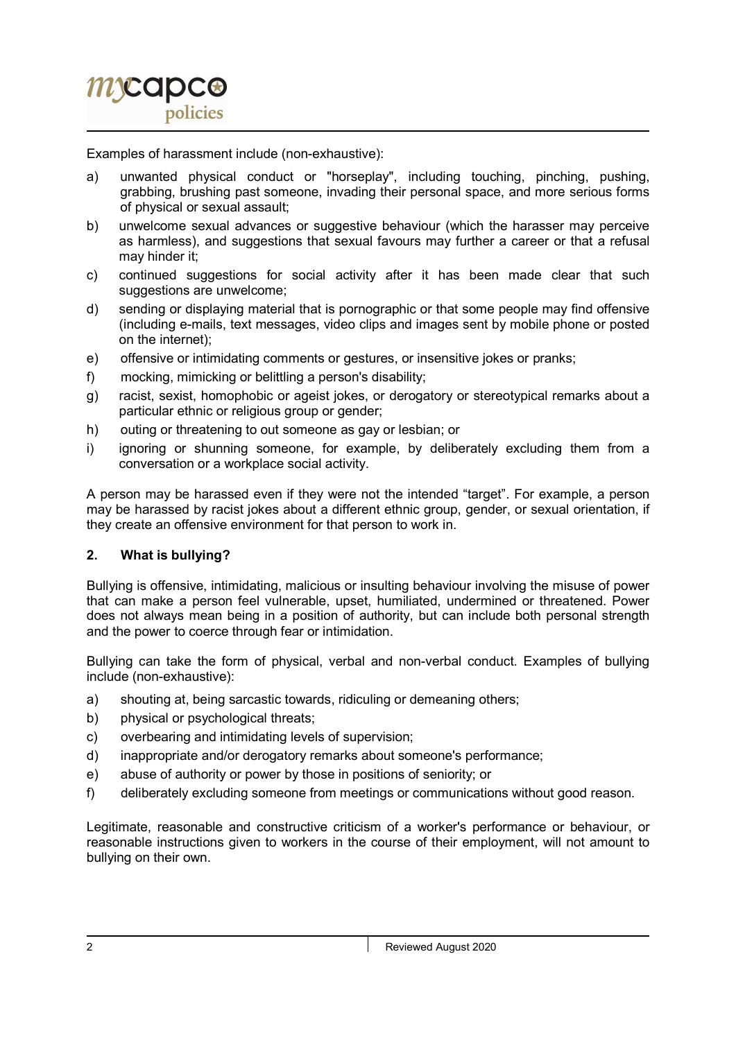Examples of harassment include (non-exhaustive):

a) unwanted physical conduct or "horseplay", including touching, pinching, pushing, grabbing, brushing past someone, invading their personal space, and more serious forms of physical or sexual assault;
b) unwelcome sexual advances or suggestive behaviour (which the harasser may perceive as harmless), and suggestions that sexual favours may further a career or that a refusal may hinder it;
c) continued suggestions for social activity after it has been made clear that such suggestions are unwelcome;
d) sending or displaying material that is pornographic or that some people may find offensive (including e-mails, text messages, video clips and images sent by mobile phone or posted on the internet);
e) offensive or intimidating comments or gestures, or insensitive jokes or pranks;
f) mocking, mimicking or belittling a person's disability;
g) racist, sexist, homophobic or ageist jokes, or derogatory or stereotypical remarks about a particular ethnic or religious group or gender;
h) outing or threatening to out someone as gay or lesbian; or
i) ignoring or shunning someone, for example, by deliberately excluding them from a conversation or a workplace social activity.

A person may be harassed even if they were not the intended "target". For example, a person may be harassed by racist jokes about a different ethnic group, gender, or sexual orientation, if they create an offensive environment for that person to work in.

## 2. What is bullying?

Bullying is offensive, intimidating, malicious or insulting behaviour involving the misuse of power that can make a person feel vulnerable, upset, humiliated, undermined or threatened. Power does not always mean being in a position of authority, but can include both personal strength and the power to coerce through fear or intimidation.

Bullying can take the form of physical, verbal and non-verbal conduct. Examples of bullying include (non-exhaustive):

a) shouting at, being sarcastic towards, ridiculing or demeaning others;
b) physical or psychological threats;
c) overbearing and intimidating levels of supervision;
d) inappropriate and/or derogatory remarks about someone's performance;
e) abuse of authority or power by those in positions of seniority; or
f) deliberately excluding someone from meetings or communications without good reason.

Legitimate, reasonable and constructive criticism of a worker's performance or behaviour, or reasonable instructions given to workers in the course of their employment, will not amount to bullying on their own.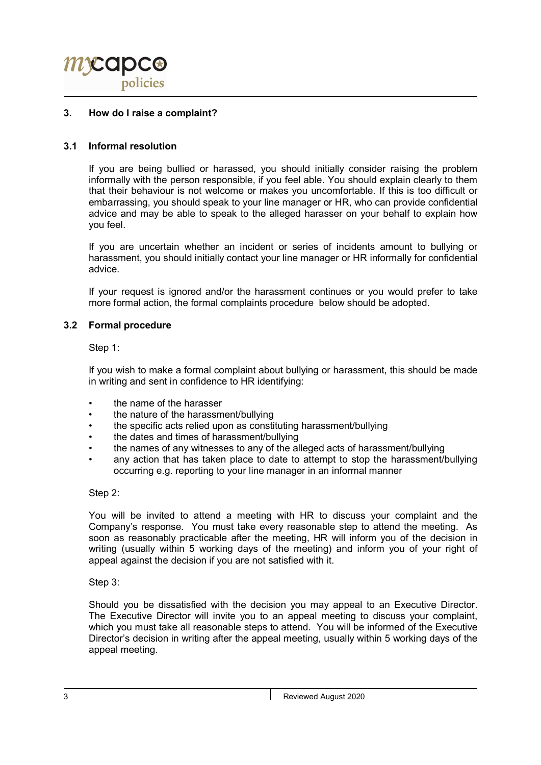## 3. How do I raise a complaint?

### 3.1 Informal resolution

If you are being bullied or harassed, you should initially consider raising the problem informally with the person responsible, if you feel able. You should explain clearly to them that their behaviour is not welcome or makes you uncomfortable. If this is too difficult or embarrassing, you should speak to your line manager or HR, who can provide confidential advice and may be able to speak to the alleged harasser on your behalf to explain how you feel.

If you are uncertain whether an incident or series of incidents amount to bullying or harassment, you should initially contact your line manager or HR informally for confidential advice.

If your request is ignored and/or the harassment continues or you would prefer to take more formal action, the formal complaints procedure below should be adopted.

### 3.2 Formal procedure

Step 1:

If you wish to make a formal complaint about bullying or harassment, this should be made in writing and sent in confidence to HR identifying:

- the name of the harasser
- the nature of the harassment/bullying
- the specific acts relied upon as constituting harassment/bullying
- the dates and times of harassment/bullying
- the names of any witnesses to any of the alleged acts of harassment/bullying
- any action that has taken place to date to attempt to stop the harassment/bullying occurring e.g. reporting to your line manager in an informal manner

Step 2:

You will be invited to attend a meeting with HR to discuss your complaint and the Company's response. You must take every reasonable step to attend the meeting. As soon as reasonably practicable after the meeting, HR will inform you of the decision in writing (usually within 5 working days of the meeting) and inform you of your right of appeal against the decision if you are not satisfied with it.

Step 3:

Should you be dissatisfied with the decision you may appeal to an Executive Director. The Executive Director will invite you to an appeal meeting to discuss your complaint, which you must take all reasonable steps to attend. You will be informed of the Executive Director's decision in writing after the appeal meeting, usually within 5 working days of the appeal meeting.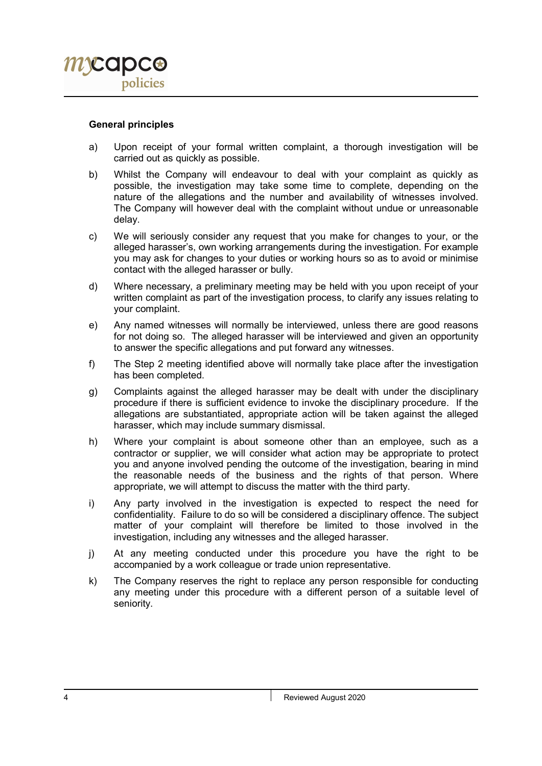**General principles**

a) Upon receipt of your formal written complaint, a thorough investigation will be carried out as quickly as possible.

b) Whilst the Company will endeavour to deal with your complaint as quickly as possible, the investigation may take some time to complete, depending on the nature of the allegations and the number and availability of witnesses involved. The Company will however deal with the complaint without undue or unreasonable delay.

c) We will seriously consider any request that you make for changes to your, or the alleged harasser's, own working arrangements during the investigation. For example you may ask for changes to your duties or working hours so as to avoid or minimise contact with the alleged harasser or bully.

d) Where necessary, a preliminary meeting may be held with you upon receipt of your written complaint as part of the investigation process, to clarify any issues relating to your complaint.

e) Any named witnesses will normally be interviewed, unless there are good reasons for not doing so. The alleged harasser will be interviewed and given an opportunity to answer the specific allegations and put forward any witnesses.

f) The Step 2 meeting identified above will normally take place after the investigation has been completed.

g) Complaints against the alleged harasser may be dealt with under the disciplinary procedure if there is sufficient evidence to invoke the disciplinary procedure. If the allegations are substantiated, appropriate action will be taken against the alleged harasser, which may include summary dismissal.

h) Where your complaint is about someone other than an employee, such as a contractor or supplier, we will consider what action may be appropriate to protect you and anyone involved pending the outcome of the investigation, bearing in mind the reasonable needs of the business and the rights of that person. Where appropriate, we will attempt to discuss the matter with the third party.

i) Any party involved in the investigation is expected to respect the need for confidentiality. Failure to do so will be considered a disciplinary offence. The subject matter of your complaint will therefore be limited to those involved in the investigation, including any witnesses and the alleged harasser.

j) At any meeting conducted under this procedure you have the right to be accompanied by a work colleague or trade union representative.

k) The Company reserves the right to replace any person responsible for conducting any meeting under this procedure with a different person of a suitable level of seniority.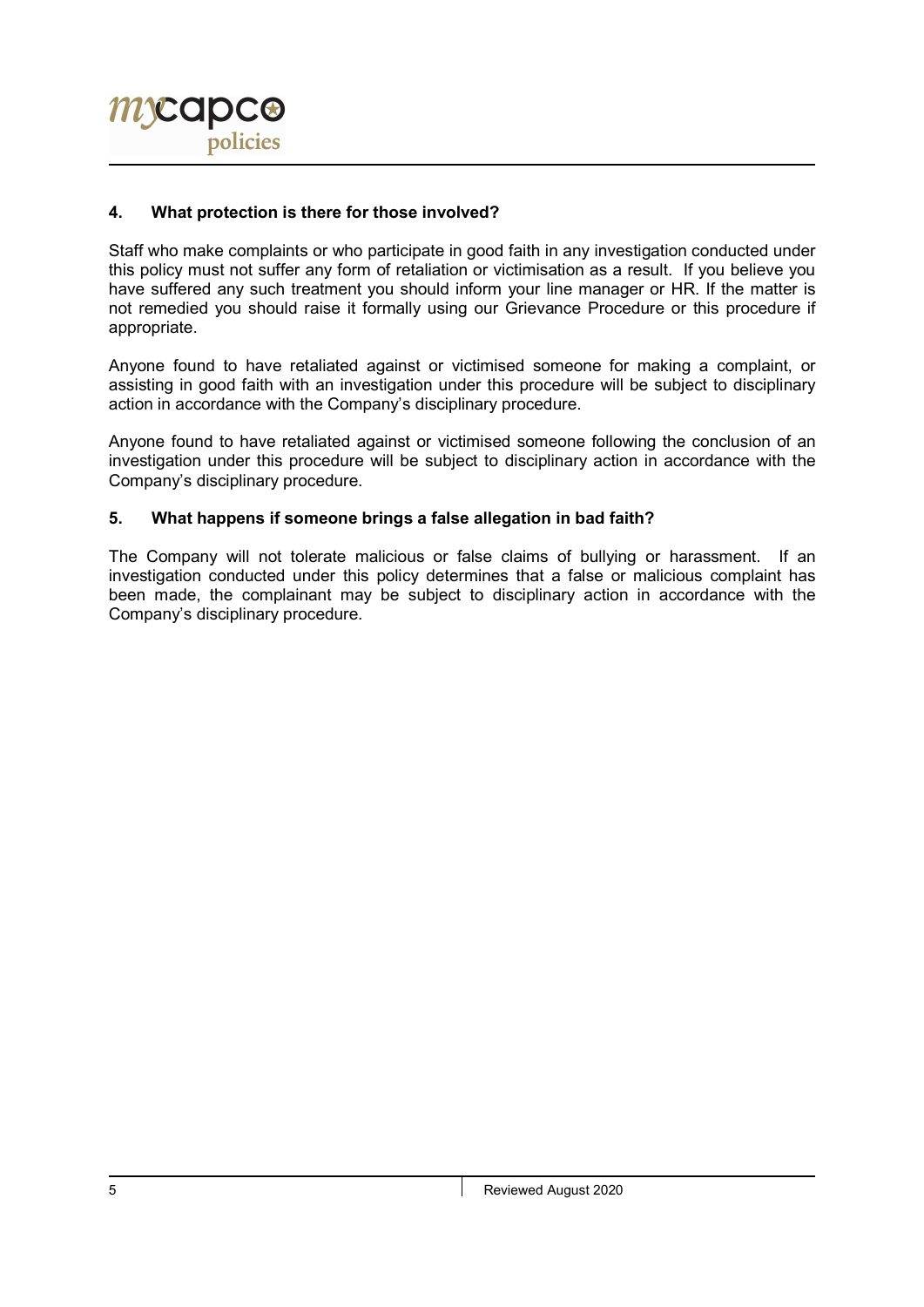### 4. What protection is there for those involved?

Staff who make complaints or who participate in good faith in any investigation conducted under this policy must not suffer any form of retaliation or victimisation as a result. If you believe you have suffered any such treatment you should inform your line manager or HR. If the matter is not remedied you should raise it formally using our Grievance Procedure or this procedure if appropriate.

Anyone found to have retaliated against or victimised someone for making a complaint, or assisting in good faith with an investigation under this procedure will be subject to disciplinary action in accordance with the Company's disciplinary procedure.

Anyone found to have retaliated against or victimised someone following the conclusion of an investigation under this procedure will be subject to disciplinary action in accordance with the Company's disciplinary procedure.

### 5. What happens if someone brings a false allegation in bad faith?

The Company will not tolerate malicious or false claims of bullying or harassment. If an investigation conducted under this policy determines that a false or malicious complaint has been made, the complainant may be subject to disciplinary action in accordance with the Company's disciplinary procedure.